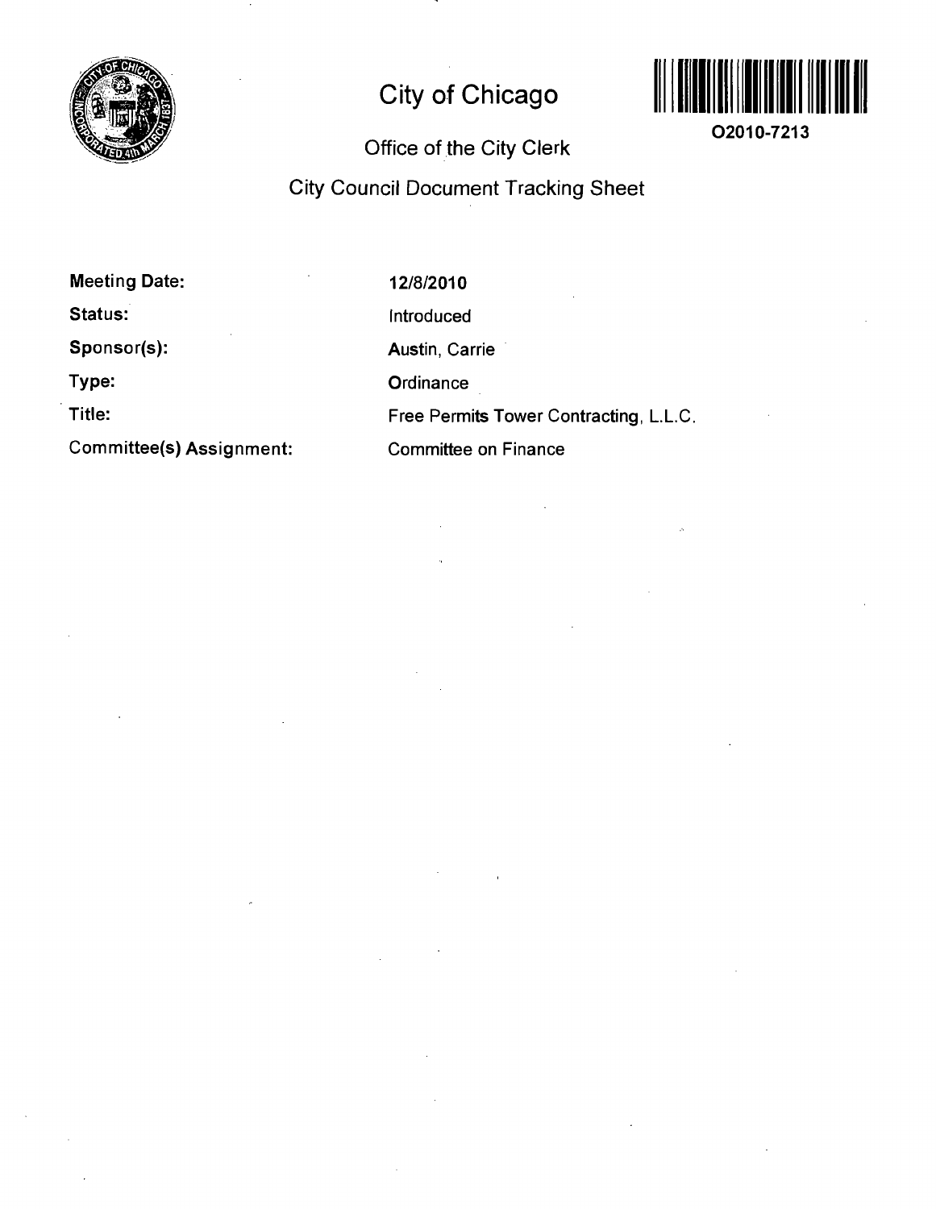# City of Chicago

O2010-7213

## Office of the City Clerk

## City Council Document Tracking Sheet

| | |
|---|---|
| **Meeting Date:** | **12/8/2010** |
| **Status:** | Introduced |
| **Sponsor(s):** | Austin, Carrie |
| **Type:** | Ordinance |
| **Title:** | Free Permits Tower Contracting, L.L.C. |
| **Committee(s) Assignment:** | Committee on Finance |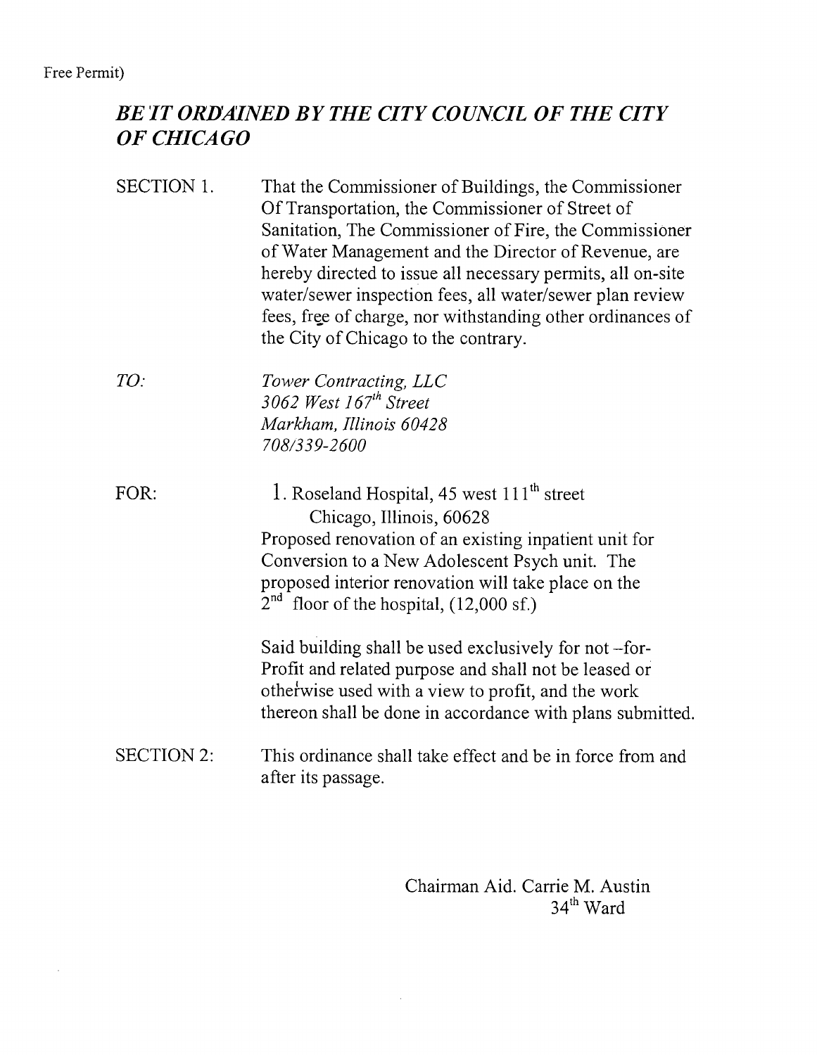Free Permit)

***BE IT ORDAINED BY THE CITY COUNCIL OF THE CITY OF CHICAGO***

SECTION 1. That the Commissioner of Buildings, the Commissioner Of Transportation, the Commissioner of Street of Sanitation, The Commissioner of Fire, the Commissioner of Water Management and the Director of Revenue, are hereby directed to issue all necessary permits, all on-site water/sewer inspection fees, all water/sewer plan review fees, free of charge, nor withstanding other ordinances of the City of Chicago to the contrary.

*TO:*

*Tower Contracting, LLC*
*3062 West 167th Street*
*Markham, Illinois 60428*
*708/339-2600*

FOR:

1. Roseland Hospital, 45 west 111th street
Chicago, Illinois, 60628
Proposed renovation of an existing inpatient unit for Conversion to a New Adolescent Psych unit. The proposed interior renovation will take place on the 2nd floor of the hospital, (12,000 sf.)

Said building shall be used exclusively for not –for-Profit and related purpose and shall not be leased or otherwise used with a view to profit, and the work thereon shall be done in accordance with plans submitted.

SECTION 2: This ordinance shall take effect and be in force from and after its passage.

Chairman Ald. Carrie M. Austin
34th Ward